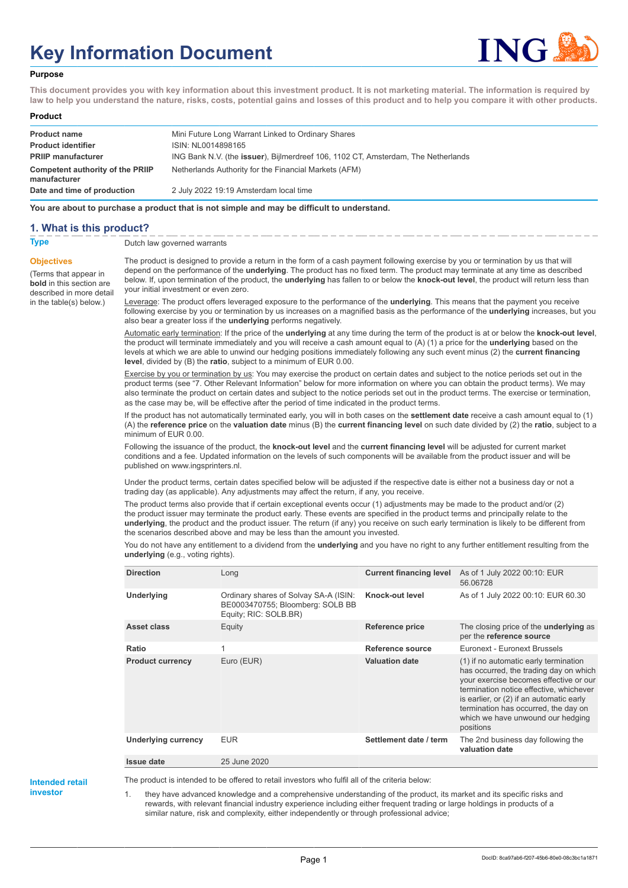# Key Information Document

**Purpose**

**This document provides you with key information about this investment product. It is not marketing material. The information is required by law to help you understand the nature, risks, costs, potential gains and losses of this product and to help you compare it with other products.**

**Product**

| | |
|---|---|
| **Product name** | Mini Future Long Warrant Linked to Ordinary Shares |
| **Product identifier** | ISIN: NL0014898165 |
| **PRIIP manufacturer** | ING Bank N.V. (the **issuer**), Bijlmerdreef 106, 1102 CT, Amsterdam, The Netherlands |
| **Competent authority of the PRIIP manufacturer** | Netherlands Authority for the Financial Markets (AFM) |
| **Date and time of production** | 2 July 2022 19:19 Amsterdam local time |

**You are about to purchase a product that is not simple and may be difficult to understand.**

## 1. What is this product?

**Type**

Dutch law governed warrants

**Objectives**

(Terms that appear in **bold** in this section are described in more detail in the table(s) below.)

The product is designed to provide a return in the form of a cash payment following exercise by you or termination by us that will depend on the performance of the **underlying**. The product has no fixed term. The product may terminate at any time as described below. If, upon termination of the product, the **underlying** has fallen to or below the **knock-out level**, the product will return less than your initial investment or even zero.

Leverage: The product offers leveraged exposure to the performance of the **underlying**. This means that the payment you receive following exercise by you or termination by us increases on a magnified basis as the performance of the **underlying** increases, but you also bear a greater loss if the **underlying** performs negatively.

Automatic early termination: If the price of the **underlying** at any time during the term of the product is at or below the **knock-out level**, the product will terminate immediately and you will receive a cash amount equal to (A) (1) a price for the **underlying** based on the levels at which we are able to unwind our hedging positions immediately following any such event minus (2) the **current financing level**, divided by (B) the **ratio**, subject to a minimum of EUR 0.00.

Exercise by you or termination by us: You may exercise the product on certain dates and subject to the notice periods set out in the product terms (see "7. Other Relevant Information" below for more information on where you can obtain the product terms). We may also terminate the product on certain dates and subject to the notice periods set out in the product terms. The exercise or termination, as the case may be, will be effective after the period of time indicated in the product terms.

If the product has not automatically terminated early, you will in both cases on the **settlement date** receive a cash amount equal to (1) (A) the **reference price** on the **valuation date** minus (B) the **current financing level** on such date divided by (2) the **ratio**, subject to a minimum of EUR 0.00.

Following the issuance of the product, the **knock-out level** and the **current financing level** will be adjusted for current market conditions and a fee. Updated information on the levels of such components will be available from the product issuer and will be published on www.ingsprinters.nl.

Under the product terms, certain dates specified below will be adjusted if the respective date is either not a business day or not a trading day (as applicable). Any adjustments may affect the return, if any, you receive.

The product terms also provide that if certain exceptional events occur (1) adjustments may be made to the product and/or (2) the product issuer may terminate the product early. These events are specified in the product terms and principally relate to the **underlying**, the product and the product issuer. The return (if any) you receive on such early termination is likely to be different from the scenarios described above and may be less than the amount you invested.

You do not have any entitlement to a dividend from the **underlying** and you have no right to any further entitlement resulting from the **underlying** (e.g., voting rights).

| | | | |
|---|---|---|---|
| **Direction** | Long | **Current financing level** | As of 1 July 2022 00:10: EUR 56.06728 |
| **Underlying** | Ordinary shares of Solvay SA-A (ISIN: BE0003470755; Bloomberg: SOLB BB Equity; RIC: SOLB.BR) | **Knock-out level** | As of 1 July 2022 00:10: EUR 60.30 |
| **Asset class** | Equity | **Reference price** | The closing price of the **underlying** as per the **reference source** |
| **Ratio** | 1 | **Reference source** | Euronext - Euronext Brussels |
| **Product currency** | Euro (EUR) | **Valuation date** | (1) if no automatic early termination has occurred, the trading day on which your exercise becomes effective or our termination notice effective, whichever is earlier, or (2) if an automatic early termination has occurred, the day on which we have unwound our hedging positions |
| **Underlying currency** | EUR | **Settlement date / term** | The 2nd business day following the **valuation date** |
| **Issue date** | 25 June 2020 | | |

**Intended retail investor**

The product is intended to be offered to retail investors who fulfil all of the criteria below:

1. they have advanced knowledge and a comprehensive understanding of the product, its market and its specific risks and rewards, with relevant financial industry experience including either frequent trading or large holdings in products of a similar nature, risk and complexity, either independently or through professional advice;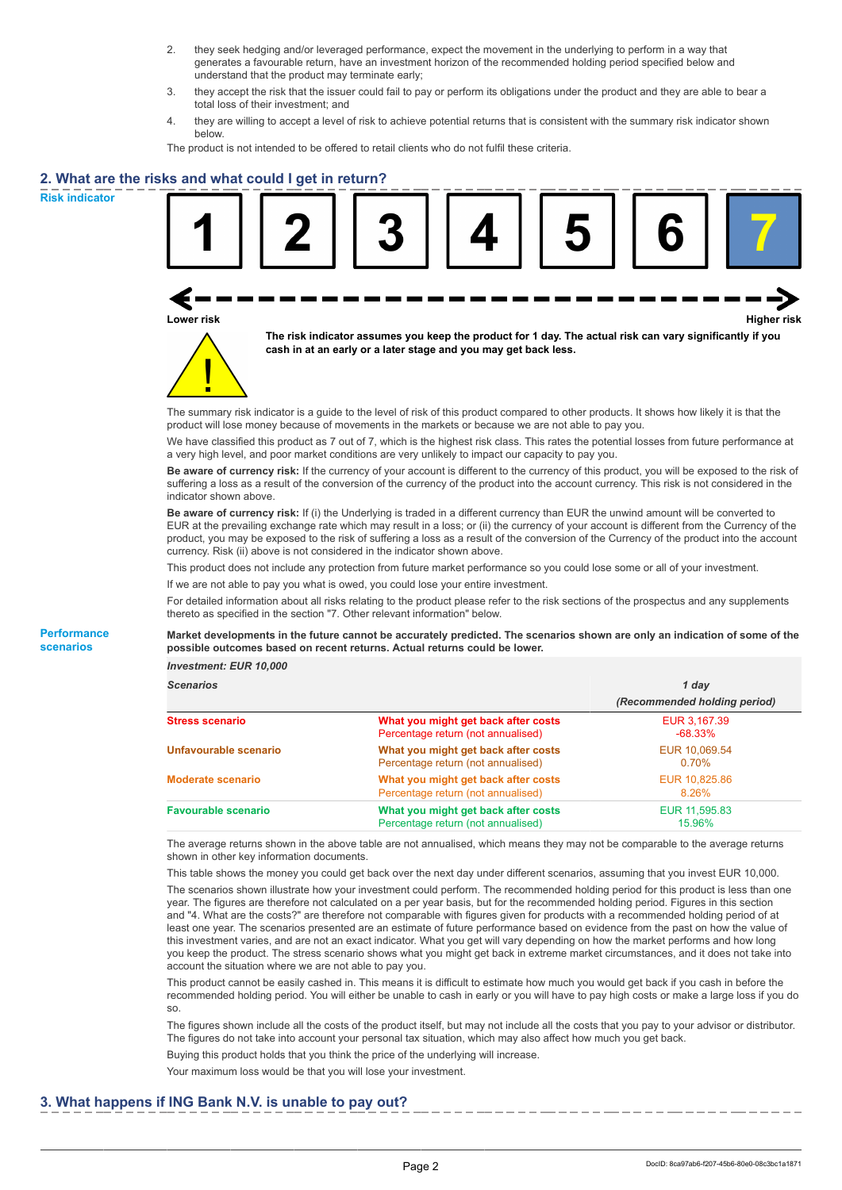2. they seek hedging and/or leveraged performance, expect the movement in the underlying to perform in a way that generates a favourable return, have an investment horizon of the recommended holding period specified below and understand that the product may terminate early;
3. they accept the risk that the issuer could fail to pay or perform its obligations under the product and they are able to bear a total loss of their investment; and
4. they are willing to accept a level of risk to achieve potential returns that is consistent with the summary risk indicator shown below.

The product is not intended to be offered to retail clients who do not fulfil these criteria.

## 2. What are the risks and what could I get in return?

**Risk indicator**

| 1 | 2 | 3 | 4 | 5 | 6 | **7** |
|---|---|---|---|---|---|---|

Lower risk ← → Higher risk

**The risk indicator assumes you keep the product for 1 day. The actual risk can vary significantly if you cash in at an early or a later stage and you may get back less.**

The summary risk indicator is a guide to the level of risk of this product compared to other products. It shows how likely it is that the product will lose money because of movements in the markets or because we are not able to pay you.

We have classified this product as 7 out of 7, which is the highest risk class. This rates the potential losses from future performance at a very high level, and poor market conditions are very unlikely to impact our capacity to pay you.

**Be aware of currency risk:** If the currency of your account is different to the currency of this product, you will be exposed to the risk of suffering a loss as a result of the conversion of the currency of the product into the account currency. This risk is not considered in the indicator shown above.

**Be aware of currency risk:** If (i) the Underlying is traded in a different currency than EUR the unwind amount will be converted to EUR at the prevailing exchange rate which may result in a loss; or (ii) the currency of your account is different from the Currency of the product, you may be exposed to the risk of suffering a loss as a result of the conversion of the Currency of the product into the account currency. Risk (ii) above is not considered in the indicator shown above.

This product does not include any protection from future market performance so you could lose some or all of your investment.

If we are not able to pay you what is owed, you could lose your entire investment.

For detailed information about all risks relating to the product please refer to the risk sections of the prospectus and any supplements thereto as specified in the section "7. Other relevant information" below.

**Performance scenarios**

**Market developments in the future cannot be accurately predicted. The scenarios shown are only an indication of some of the possible outcomes based on recent returns. Actual returns could be lower.**

*Investment: EUR 10,000*

| *Scenarios* | | *1 day* *(Recommended holding period)* |
|---|---|---|
| **Stress scenario** | **What you might get back after costs** Percentage return (not annualised) | EUR 3,167.39 -68.33% |
| **Unfavourable scenario** | **What you might get back after costs** Percentage return (not annualised) | EUR 10,069.54 0.70% |
| **Moderate scenario** | **What you might get back after costs** Percentage return (not annualised) | EUR 10,825.86 8.26% |
| **Favourable scenario** | **What you might get back after costs** Percentage return (not annualised) | EUR 11,595.83 15.96% |

The average returns shown in the above table are not annualised, which means they may not be comparable to the average returns shown in other key information documents.

This table shows the money you could get back over the next day under different scenarios, assuming that you invest EUR 10,000.

The scenarios shown illustrate how your investment could perform. The recommended holding period for this product is less than one year. The figures are therefore not calculated on a per year basis, but for the recommended holding period. Figures in this section and "4. What are the costs?" are therefore not comparable with figures given for products with a recommended holding period of at least one year. The scenarios presented are an estimate of future performance based on evidence from the past on how the value of this investment varies, and are not an exact indicator. What you get will vary depending on how the market performs and how long you keep the product. The stress scenario shows what you might get back in extreme market circumstances, and it does not take into account the situation where we are not able to pay you.

This product cannot be easily cashed in. This means it is difficult to estimate how much you would get back if you cash in before the recommended holding period. You will either be unable to cash in early or you will have to pay high costs or make a large loss if you do so.

The figures shown include all the costs of the product itself, but may not include all the costs that you pay to your advisor or distributor. The figures do not take into account your personal tax situation, which may also affect how much you get back.

Buying this product holds that you think the price of the underlying will increase.

Your maximum loss would be that you will lose your investment.

## 3. What happens if ING Bank N.V. is unable to pay out?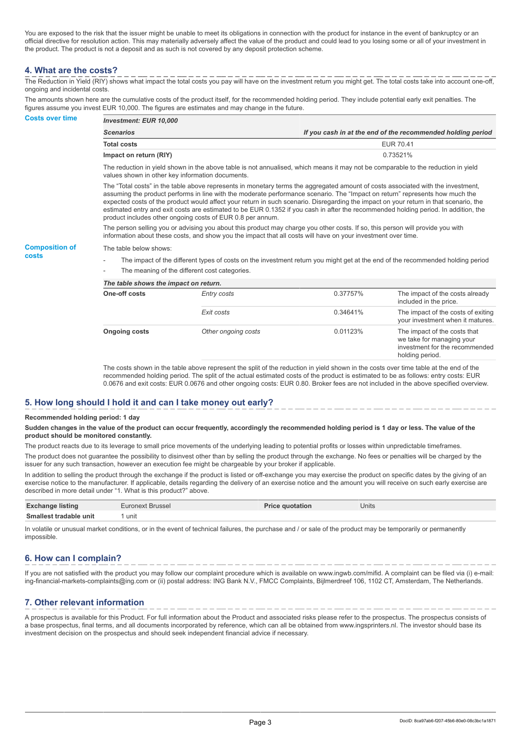You are exposed to the risk that the issuer might be unable to meet its obligations in connection with the product for instance in the event of bankruptcy or an official directive for resolution action. This may materially adversely affect the value of the product and could lead to you losing some or all of your investment in the product. The product is not a deposit and as such is not covered by any deposit protection scheme.

## 4. What are the costs?

The Reduction in Yield (RIY) shows what impact the total costs you pay will have on the investment return you might get. The total costs take into account one-off, ongoing and incidental costs.

The amounts shown here are the cumulative costs of the product itself, for the recommended holding period. They include potential early exit penalties. The figures assume you invest EUR 10,000. The figures are estimates and may change in the future.

### Costs over time

| *Investment: EUR 10,000* | |
|---|---|
| ***Scenarios*** | ***If you cash in at the end of the recommended holding period*** |
| **Total costs** | EUR 70.41 |
| **Impact on return (RIY)** | 0.73521% |

The reduction in yield shown in the above table is not annualised, which means it may not be comparable to the reduction in yield values shown in other key information documents.

The "Total costs" in the table above represents in monetary terms the aggregated amount of costs associated with the investment, assuming the product performs in line with the moderate performance scenario. The "Impact on return" represents how much the expected costs of the product would affect your return in such scenario. Disregarding the impact on your return in that scenario, the estimated entry and exit costs are estimated to be EUR 0.1352 if you cash in after the recommended holding period. In addition, the product includes other ongoing costs of EUR 0.8 per annum.

The person selling you or advising you about this product may charge you other costs. If so, this person will provide you with information about these costs, and show you the impact that all costs will have on your investment over time.

### Composition of costs

The table below shows:

- The impact of the different types of costs on the investment return you might get at the end of the recommended holding period
- The meaning of the different cost categories.

| *The table shows the impact on return.* | | | |
|---|---|---|---|
| **One-off costs** | *Entry costs* | 0.37757% | The impact of the costs already included in the price. |
| | *Exit costs* | 0.34641% | The impact of the costs of exiting your investment when it matures. |
| **Ongoing costs** | *Other ongoing costs* | 0.01123% | The impact of the costs that we take for managing your investment for the recommended holding period. |

The costs shown in the table above represent the split of the reduction in yield shown in the costs over time table at the end of the recommended holding period. The split of the actual estimated costs of the product is estimated to be as follows: entry costs: EUR 0.0676 and exit costs: EUR 0.0676 and other ongoing costs: EUR 0.80. Broker fees are not included in the above specified overview.

## 5. How long should I hold it and can I take money out early?

**Recommended holding period: 1 day**

**Sudden changes in the value of the product can occur frequently, accordingly the recommended holding period is 1 day or less. The value of the product should be monitored constantly.**

The product reacts due to its leverage to small price movements of the underlying leading to potential profits or losses within unpredictable timeframes.

The product does not guarantee the possibility to disinvest other than by selling the product through the exchange. No fees or penalties will be charged by the issuer for any such transaction, however an execution fee might be chargeable by your broker if applicable.

In addition to selling the product through the exchange if the product is listed or off-exchange you may exercise the product on specific dates by the giving of an exercise notice to the manufacturer. If applicable, details regarding the delivery of an exercise notice and the amount you will receive on such early exercise are described in more detail under "1. What is this product?" above.

| | | | |
|---|---|---|---|
| **Exchange listing** | Euronext Brussel | **Price quotation** | Units |
| **Smallest tradable unit** | 1 unit | | |

In volatile or unusual market conditions, or in the event of technical failures, the purchase and / or sale of the product may be temporarily or permanently impossible.

## 6. How can I complain?

If you are not satisfied with the product you may follow our complaint procedure which is available on www.ingwb.com/mifid. A complaint can be filed via (i) e-mail: ing-financial-markets-complaints@ing.com or (ii) postal address: ING Bank N.V., FMCC Complaints, Bijlmerdreef 106, 1102 CT, Amsterdam, The Netherlands.

## 7. Other relevant information

A prospectus is available for this Product. For full information about the Product and associated risks please refer to the prospectus. The prospectus consists of a base prospectus, final terms, and all documents incorporated by reference, which can all be obtained from www.ingsprinters.nl. The investor should base its investment decision on the prospectus and should seek independent financial advice if necessary.